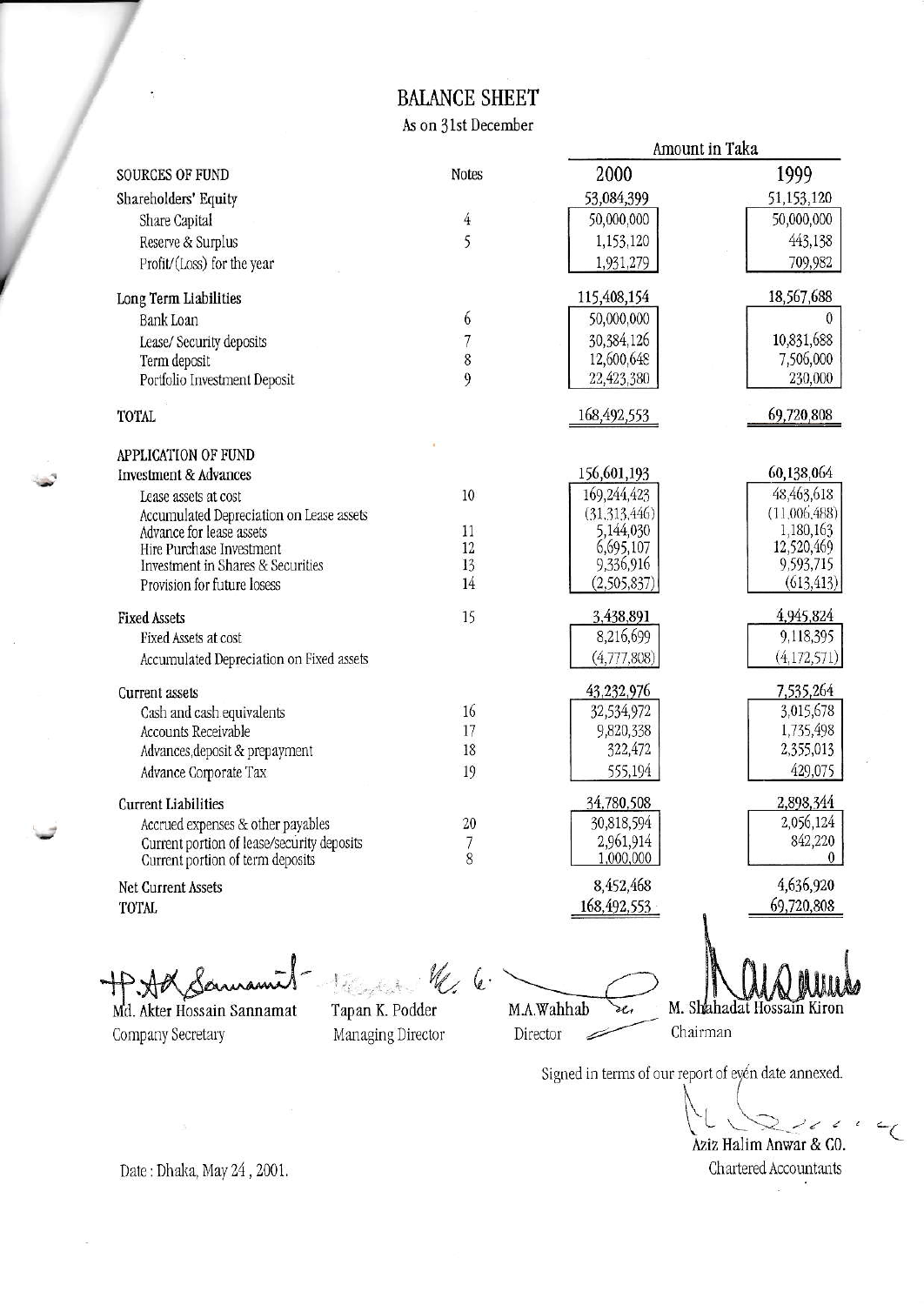# BALANCE SHEET

As on 31st December

| | Notes | Amount in Taka 2000 | 1999 |
|---|---|---|---|
| **SOURCES OF FUND** | | | |
| Shareholders' Equity | | 53,084,399 | 51,153,120 |
| Share Capital | 4 | 50,000,000 | 50,000,000 |
| Reserve & Surplus | 5 | 1,153,120 | 443,138 |
| Profit/(Loss) for the year | | 1,931,279 | 709,982 |
| Long Term Liabilities | | 115,408,154 | 18,567,688 |
| Bank Loan | 6 | 50,000,000 | 0 |
| Lease/ Security deposits | 7 | 30,384,126 | 10,831,688 |
| Term deposit | 8 | 12,600,648 | 7,506,000 |
| Portfolio Investment Deposit | 9 | 22,423,380 | 230,000 |
| TOTAL | | 168,492,553 | 69,720,808 |
| **APPLICATION OF FUND** | | | |
| Investment & Advances | | 156,601,193 | 60,138,064 |
| Lease assets at cost | 10 | 169,244,423 | 48,463,618 |
| Accumulated Depreciation on Lease assets | | (31,313,446) | (11,006,488) |
| Advance for lease assets | 11 | 5,144,030 | 1,180,163 |
| Hire Purchase Investment | 12 | 6,695,107 | 12,520,469 |
| Investment in Shares & Securities | 13 | 9,336,916 | 9,593,715 |
| Provision for future losess | 14 | (2,505,837) | (613,413) |
| Fixed Assets | 15 | 3,438,891 | 4,945,824 |
| Fixed Assets at cost | | 8,216,699 | 9,118,395 |
| Accumulated Depreciation on Fixed assets | | (4,777,808) | (4,172,571) |
| Current assets | | 43,232,976 | 7,535,264 |
| Cash and cash equivalents | 16 | 32,534,972 | 3,015,678 |
| Accounts Receivable | 17 | 9,820,338 | 1,735,498 |
| Advances,deposit & prepayment | 18 | 322,472 | 2,355,013 |
| Advance Corporate Tax | 19 | 555,194 | 429,075 |
| Current Liabilities | | 34,780,508 | 2,898,344 |
| Accrued expenses & other payables | 20 | 30,818,594 | 2,056,124 |
| Current portion of lease/security deposits | 7 | 2,961,914 | 842,220 |
| Current portion of term deposits | 8 | 1,000,000 | 0 |
| Net Current Assets | | 8,452,468 | 4,636,920 |
| TOTAL | | 168,492,553 | 69,720,808 |

Md. Akter Hossain Sannamat
Company Secretary

Tapan K. Podder
Managing Director

M.A.Wahhab
Director

M. Shahadat Hossain Kiron
Chairman

Signed in terms of our report of even date annexed.

Aziz Halim Anwar & CO.
Chartered Accountants

Date : Dhaka, May 24, 2001.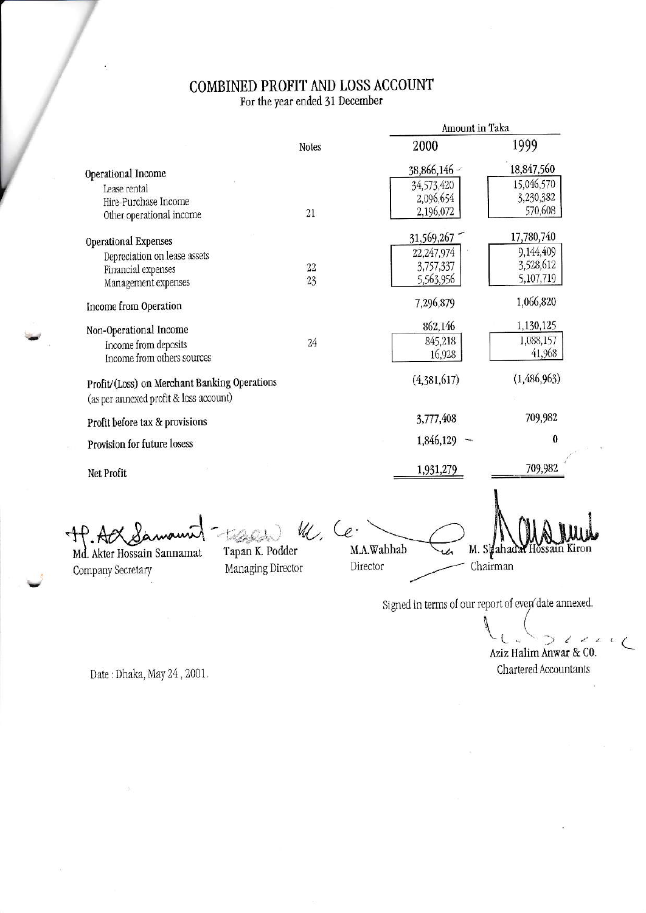# COMBINED PROFIT AND LOSS ACCOUNT

For the year ended 31 December

| | Notes | 2000 (Amount in Taka) | 1999 (Amount in Taka) |
|---|---|---|---|
| **Operational Income** | | 38,866,146 | 18,847,560 |
| Lease rental | | 34,573,420 | 15,046,570 |
| Hire-Purchase Income | | 2,096,654 | 3,230,382 |
| Other operational income | 21 | 2,196,072 | 570,608 |
| **Operational Expenses** | | 31,569,267 | 17,780,740 |
| Depreciation on lease assets | | 22,247,974 | 9,144,409 |
| Financial expenses | 22 | 3,757,337 | 3,528,612 |
| Management expenses | 23 | 5,563,956 | 5,107,719 |
| **Income from Operation** | | 7,296,879 | 1,066,820 |
| **Non-Operational Income** | | 862,146 | 1,130,125 |
| Income from deposits | 24 | 845,218 | 1,088,157 |
| Income from others sources | | 16,928 | 41,968 |
| **Profit/(Loss) on Merchant Banking Operations** (as per annexed profit & loss account) | | (4,381,617) | (1,486,963) |
| **Profit before tax & provisions** | | 3,777,408 | 709,982 |
| **Provision for future losess** | | 1,846,129 | 0 |
| **Net Profit** | | 1,931,279 | 709,982 |

| | | | |
|---|---|---|---|
| Md. Akter Hossain Sannamat | Tapan K. Podder | M.A.Wahhab | M. Shahadat Hossain Kiron |
| Company Secretary | Managing Director | Director | Chairman |

Signed in terms of our report of even date annexed.

Aziz Halim Anwar & CO.
Chartered Accountants

Date : Dhaka, May 24 , 2001.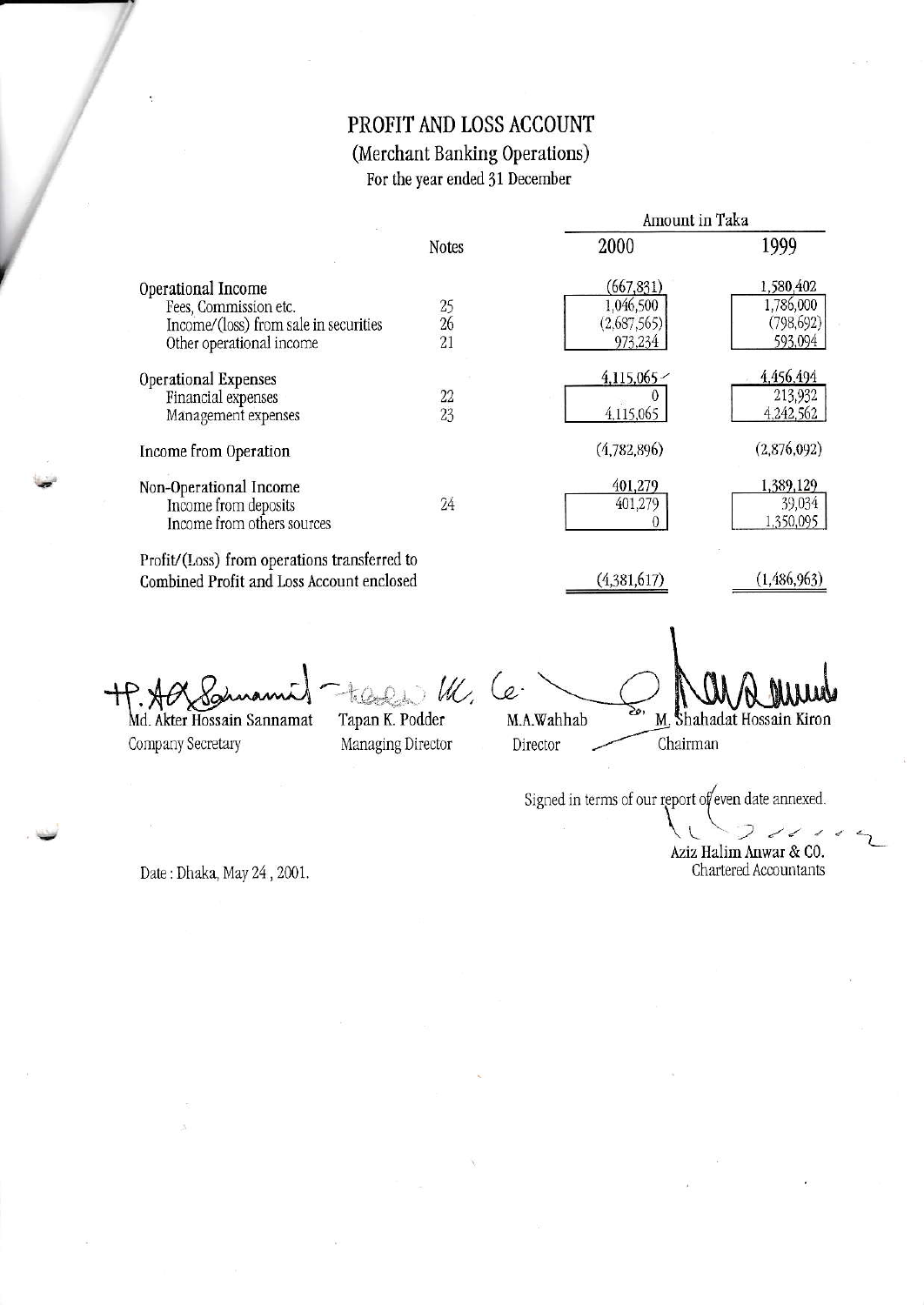# PROFIT AND LOSS ACCOUNT

## (Merchant Banking Operations)

For the year ended 31 December

| | Notes | Amount in Taka 2000 | 1999 |
|---|---|---|---|
| **Operational Income** | | (667,831) | 1,580,402 |
| Fees, Commission etc. | 25 | 1,046,500 | 1,786,000 |
| Income/(loss) from sale in securities | 26 | (2,687,565) | (798,692) |
| Other operational income | 21 | 973,234 | 593,094 |
| **Operational Expenses** | | 4,115,065 | 4,456,494 |
| Financial expenses | 22 | 0 | 213,932 |
| Management expenses | 23 | 4,115,065 | 4,242,562 |
| **Income from Operation** | | (4,782,896) | (2,876,092) |
| **Non-Operational Income** | | 401,279 | 1,389,129 |
| Income from deposits | 24 | 401,279 | 39,034 |
| Income from others sources | | 0 | 1,350,095 |
| **Profit/(Loss) from operations transferred to Combined Profit and Loss Account enclosed** | | (4,381,617) | (1,486,963) |

Md. Akter Hossain Sannamat
Company Secretary

Tapan K. Podder
Managing Director

M.A.Wahhab
Director

M. Shahadat Hossain Kiron
Chairman

Signed in terms of our report of even date annexed.

Aziz Halim Anwar & CO.
Chartered Accountants

Date : Dhaka, May 24, 2001.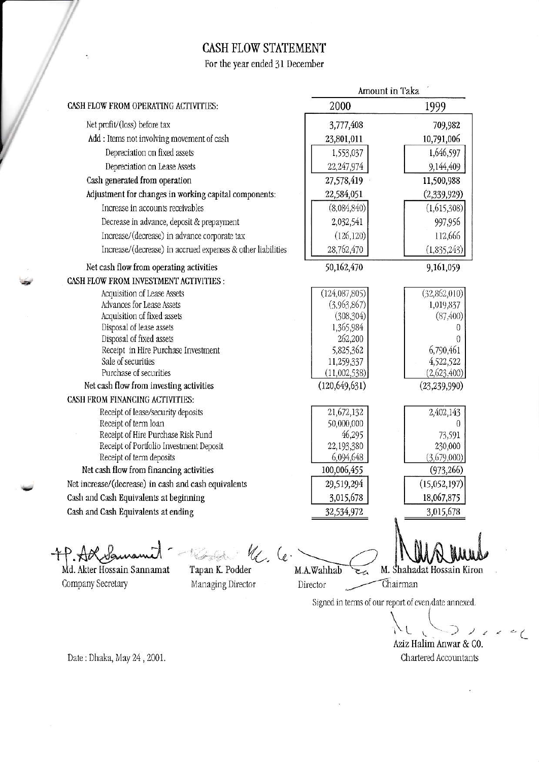# CASH FLOW STATEMENT

For the year ended 31 December

| | Amount in Taka | |
|---|---|---|
| | 2000 | 1999 |
| **CASH FLOW FROM OPERATING ACTIVITIES:** | | |
| Net profit/(loss) before tax | 3,777,408 | 709,982 |
| Add : Items not involving movement of cash | 23,801,011 | 10,791,006 |
| Depreciation on fixed assets | 1,553,037 | 1,646,597 |
| Depreciation on Lease Assets | 22,247,974 | 9,144,409 |
| Cash generated from operation | 27,578,419 | 11,500,988 |
| Adjustment for changes in working capital components: | 22,584,051 | (2,339,929) |
| Increase in accounts receivables | (8,084,840) | (1,615,308) |
| Decrease in advance, deposit & prepayment | 2,032,541 | 997,956 |
| Increase/(decrease) in advance corporate tax | (126,120) | 112,666 |
| Increase/(decrease) in accrued expenses & other liabilities | 28,762,470 | (1,835,243) |
| Net cash flow from operating activities | 50,162,470 | 9,161,059 |
| **CASH FLOW FROM INVESTMENT ACTIVITIES :** | | |
| Acquisition of Lease Assets | (124,087,805) | (32,862,010) |
| Advances for Lease Assets | (3,963,867) | 1,019,837 |
| Acquisition of fixed assets | (308,304) | (87,400) |
| Disposal of lease assets | 1,365,984 | 0 |
| Disposal of fixed assets | 262,200 | 0 |
| Receipt in Hire Purchase Investment | 5,825,362 | 6,790,461 |
| Sale of securities | 11,259,337 | 4,522,522 |
| Purchase of securities | (11,002,538) | (2,623,400) |
| Net cash flow from investing activities | (120,649,631) | (23,239,990) |
| **CASH FROM FINANCING ACTIVITIES:** | | |
| Receipt of lease/security deposits | 21,672,132 | 2,402,143 |
| Receipt of term loan | 50,000,000 | 0 |
| Receipt of Hire Purchase Risk Fund | 46,295 | 73,591 |
| Receipt of Portfolio Investment Deposit | 22,193,380 | 230,000 |
| Receipt of term deposits | 6,094,648 | (3,679,000) |
| Net cash flow from financing activities | 100,006,455 | (973,266) |
| Net increase/(decrease) in cash and cash equivalents | 29,519,294 | (15,052,197) |
| Cash and Cash Equivalents at beginning | 3,015,678 | 18,067,875 |
| Cash and Cash Equivalents at ending | 32,534,972 | 3,015,678 |

Md. Akter Hossain Sannamat
Company Secretary

Tapan K. Podder
Managing Director

M.A.Wahhab
Director

M. Shahadat Hossain Kiron
Chairman

Signed in terms of our report of even date annexed.

Aziz Halim Anwar & CO.
Chartered Accountants

Date : Dhaka, May 24, 2001.